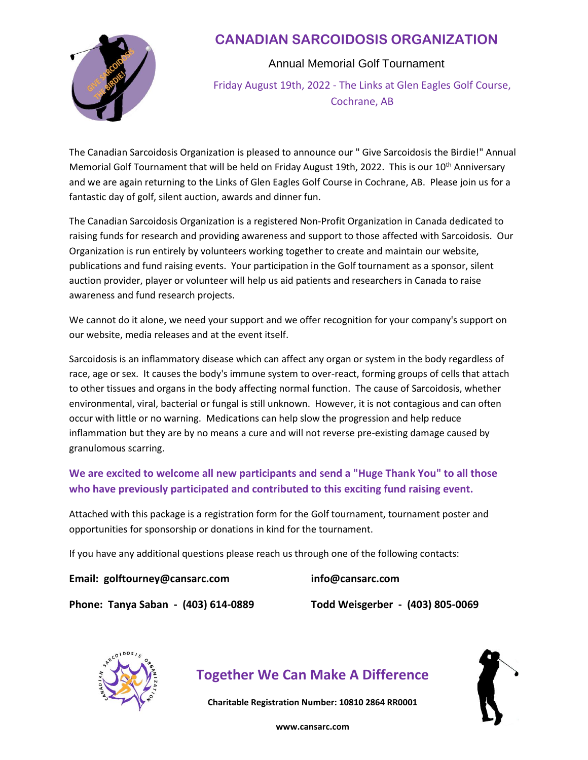# CANADIAN SARCOIDOSIS ORGANIZATION

Annual Memorial Golf Tournament

Friday August 19th, 2022 - The Links at Glen Eagles Golf Course, Cochrane, AB

The Canadian Sarcoidosis Organization is pleased to announce our " Give Sarcoidosis the Birdie!" Annual Memorial Golf Tournament that will be held on Friday August 19th, 2022. This is our 10th Anniversary and we are again returning to the Links of Glen Eagles Golf Course in Cochrane, AB. Please join us for a fantastic day of golf, silent auction, awards and dinner fun.

The Canadian Sarcoidosis Organization is a registered Non-Profit Organization in Canada dedicated to raising funds for research and providing awareness and support to those affected with Sarcoidosis. Our Organization is run entirely by volunteers working together to create and maintain our website, publications and fund raising events. Your participation in the Golf tournament as a sponsor, silent auction provider, player or volunteer will help us aid patients and researchers in Canada to raise awareness and fund research projects.

We cannot do it alone, we need your support and we offer recognition for your company's support on our website, media releases and at the event itself.

Sarcoidosis is an inflammatory disease which can affect any organ or system in the body regardless of race, age or sex. It causes the body's immune system to over-react, forming groups of cells that attach to other tissues and organs in the body affecting normal function. The cause of Sarcoidosis, whether environmental, viral, bacterial or fungal is still unknown. However, it is not contagious and can often occur with little or no warning. Medications can help slow the progression and help reduce inflammation but they are by no means a cure and will not reverse pre-existing damage caused by granulomous scarring.

**We are excited to welcome all new participants and send a "Huge Thank You" to all those who have previously participated and contributed to this exciting fund raising event.**

Attached with this package is a registration form for the Golf tournament, tournament poster and opportunities for sponsorship or donations in kind for the tournament.

If you have any additional questions please reach us through one of the following contacts:

**Email: golftourney@cansarc.com** **info@cansarc.com**

**Phone: Tanya Saban - (403) 614-0889** **Todd Weisgerber - (403) 805-0069**

## Together We Can Make A Difference

**Charitable Registration Number: 10810 2864 RR0001**

**www.cansarc.com**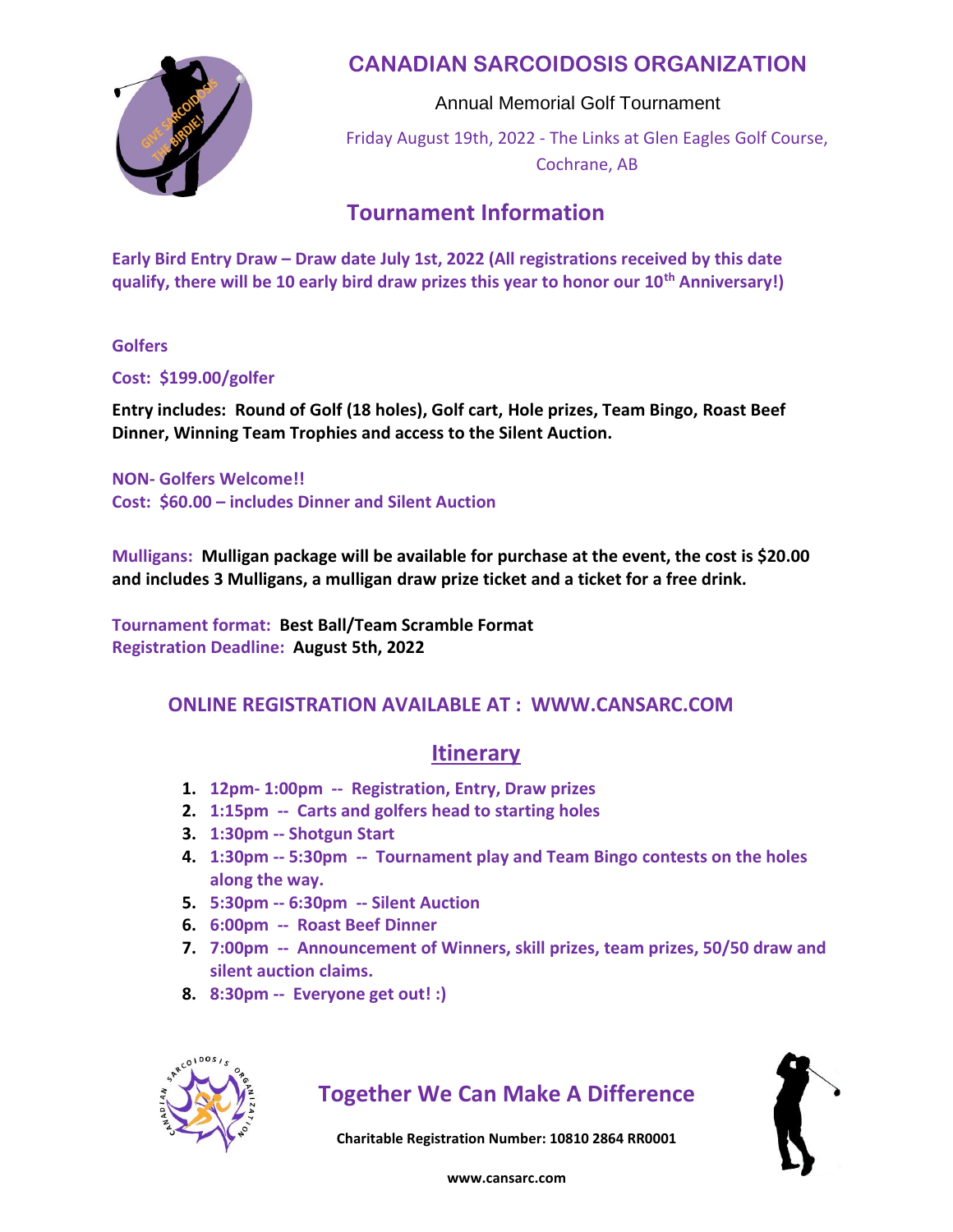# CANADIAN SARCOIDOSIS ORGANIZATION

Annual Memorial Golf Tournament

Friday August 19th, 2022 - The Links at Glen Eagles Golf Course, Cochrane, AB

## Tournament Information

**Early Bird Entry Draw – Draw date July 1st, 2022 (All registrations received by this date qualify, there will be 10 early bird draw prizes this year to honor our 10th Anniversary!)**

**Golfers**

**Cost: $199.00/golfer**

**Entry includes: Round of Golf (18 holes), Golf cart, Hole prizes, Team Bingo, Roast Beef Dinner, Winning Team Trophies and access to the Silent Auction.**

**NON- Golfers Welcome!!**
**Cost: $60.00 – includes Dinner and Silent Auction**

**Mulligans: Mulligan package will be available for purchase at the event, the cost is $20.00 and includes 3 Mulligans, a mulligan draw prize ticket and a ticket for a free drink.**

**Tournament format: Best Ball/Team Scramble Format**
**Registration Deadline: August 5th, 2022**

**ONLINE REGISTRATION AVAILABLE AT : WWW.CANSARC.COM**

## Itinerary

1. **12pm- 1:00pm -- Registration, Entry, Draw prizes**
2. **1:15pm -- Carts and golfers head to starting holes**
3. **1:30pm -- Shotgun Start**
4. **1:30pm -- 5:30pm -- Tournament play and Team Bingo contests on the holes along the way.**
5. **5:30pm -- 6:30pm -- Silent Auction**
6. **6:00pm -- Roast Beef Dinner**
7. **7:00pm -- Announcement of Winners, skill prizes, team prizes, 50/50 draw and silent auction claims.**
8. **8:30pm -- Everyone get out! :)**

**Together We Can Make A Difference**

**Charitable Registration Number: 10810 2864 RR0001**

**www.cansarc.com**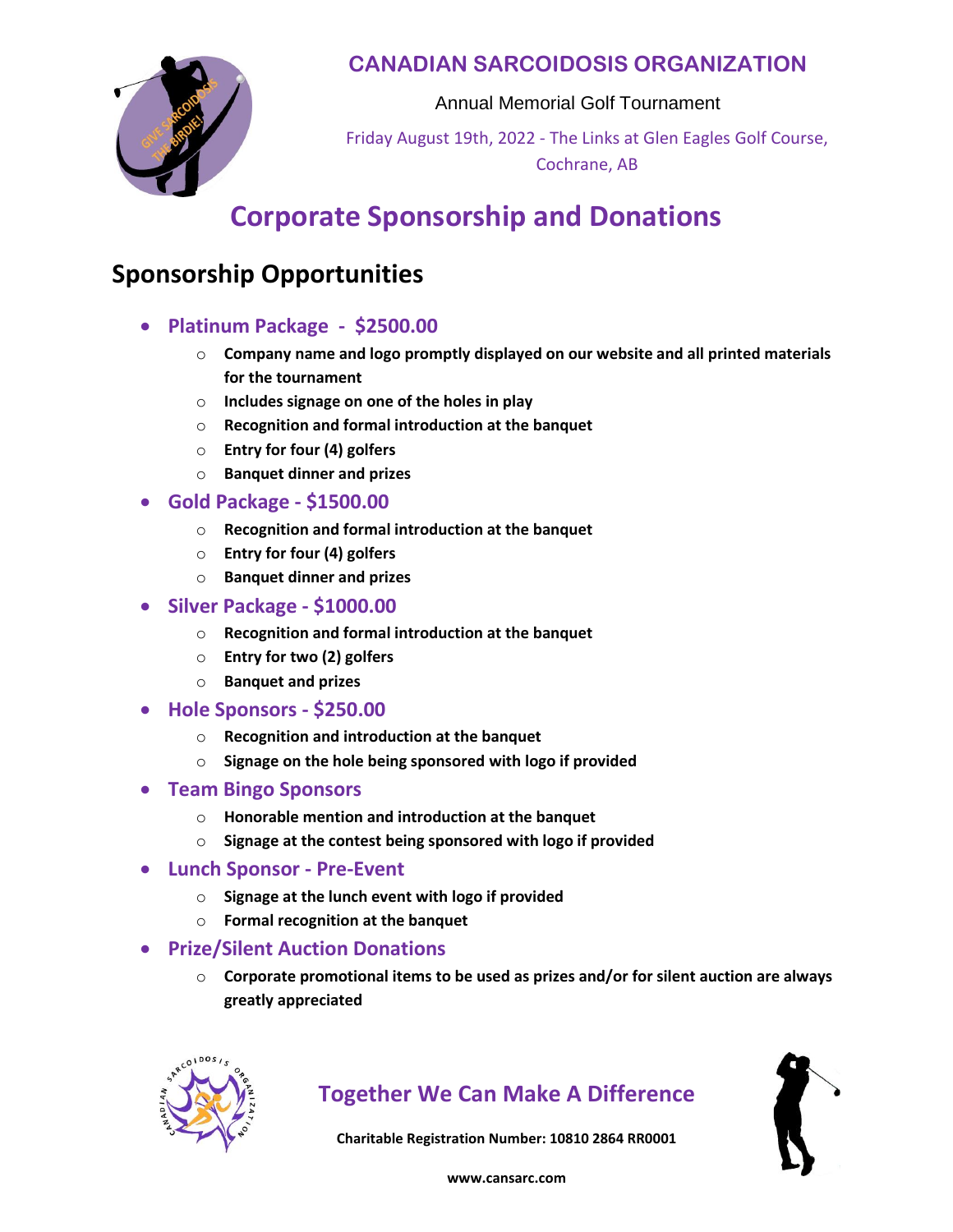## CANADIAN SARCOIDOSIS ORGANIZATION

Annual Memorial Golf Tournament

Friday August 19th, 2022 - The Links at Glen Eagles Golf Course, Cochrane, AB

# Corporate Sponsorship and Donations

## Sponsorship Opportunities

- **Platinum Package - $2500.00**
  - **Company name and logo promptly displayed on our website and all printed materials for the tournament**
  - **Includes signage on one of the holes in play**
  - **Recognition and formal introduction at the banquet**
  - **Entry for four (4) golfers**
  - **Banquet dinner and prizes**
- **Gold Package - $1500.00**
  - **Recognition and formal introduction at the banquet**
  - **Entry for four (4) golfers**
  - **Banquet dinner and prizes**
- **Silver Package - $1000.00**
  - **Recognition and formal introduction at the banquet**
  - **Entry for two (2) golfers**
  - **Banquet and prizes**
- **Hole Sponsors - $250.00**
  - **Recognition and introduction at the banquet**
  - **Signage on the hole being sponsored with logo if provided**
- **Team Bingo Sponsors**
  - **Honorable mention and introduction at the banquet**
  - **Signage at the contest being sponsored with logo if provided**
- **Lunch Sponsor - Pre-Event**
  - **Signage at the lunch event with logo if provided**
  - **Formal recognition at the banquet**
- **Prize/Silent Auction Donations**
  - **Corporate promotional items to be used as prizes and/or for silent auction are always greatly appreciated**

## Together We Can Make A Difference

**Charitable Registration Number: 10810 2864 RR0001**

**www.cansarc.com**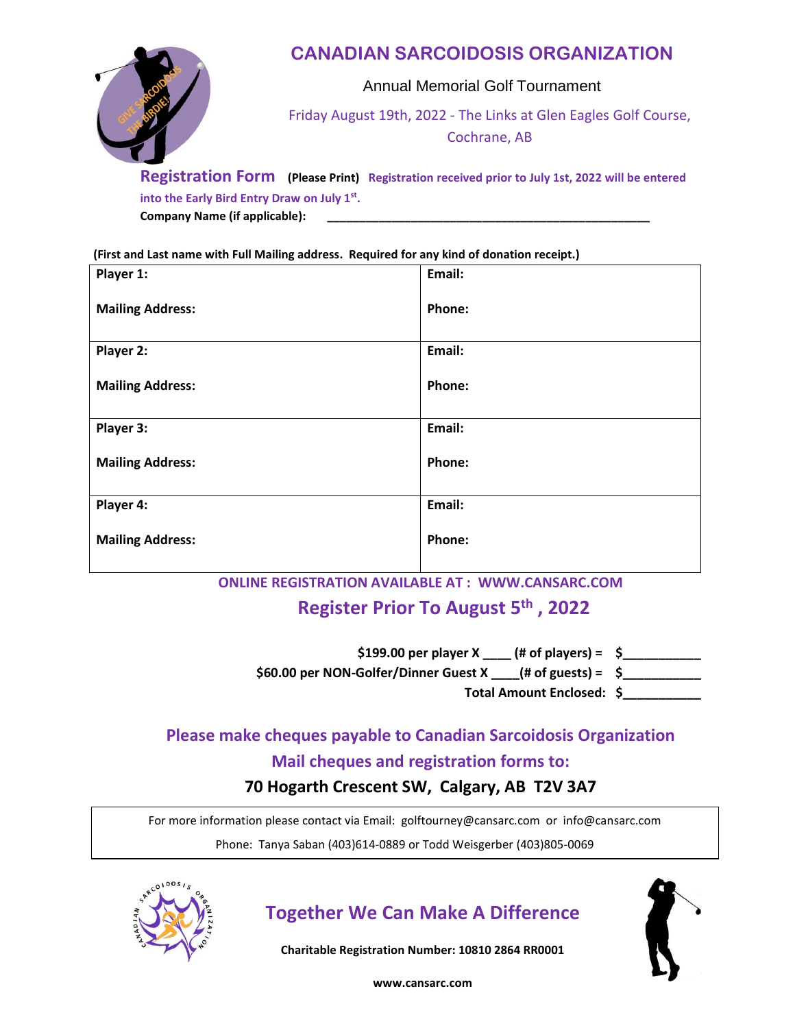# CANADIAN SARCOIDOSIS ORGANIZATION

Annual Memorial Golf Tournament

Friday August 19th, 2022 - The Links at Glen Eagles Golf Course, Cochrane, AB

**Registration Form** **(Please Print)** **Registration received prior to July 1st, 2022 will be entered into the Early Bird Entry Draw on July 1st.**

**Company Name (if applicable):** ____________________________________________

**(First and Last name with Full Mailing address. Required for any kind of donation receipt.)**

| **Player 1:**<br><br>**Mailing Address:** | **Email:**<br><br>**Phone:** |
|---|---|
| **Player 2:**<br><br>**Mailing Address:** | **Email:**<br><br>**Phone:** |
| **Player 3:**<br><br>**Mailing Address:** | **Email:**<br><br>**Phone:** |
| **Player 4:**<br><br>**Mailing Address:** | **Email:**<br><br>**Phone:** |

**ONLINE REGISTRATION AVAILABLE AT : WWW.CANSARC.COM**

## Register Prior To August 5th, 2022

**$199.00 per player X ____ (# of players) = $__________**

**$60.00 per NON-Golfer/Dinner Guest X ____(# of guests) = $__________**

**Total Amount Enclosed: $__________**

**Please make cheques payable to Canadian Sarcoidosis Organization**

**Mail cheques and registration forms to:**

**70 Hogarth Crescent SW, Calgary, AB T2V 3A7**

For more information please contact via Email: golftourney@cansarc.com or info@cansarc.com

Phone: Tanya Saban (403)614-0889 or Todd Weisgerber (403)805-0069

## Together We Can Make A Difference

**Charitable Registration Number: 10810 2864 RR0001**

**www.cansarc.com**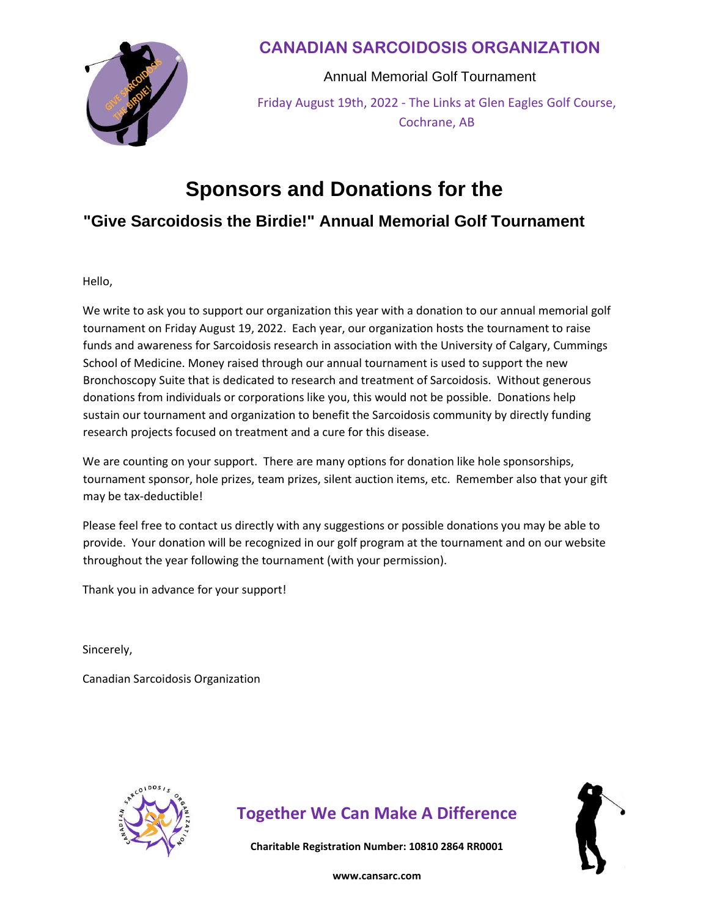## CANADIAN SARCOIDOSIS ORGANIZATION

Annual Memorial Golf Tournament

Friday August 19th, 2022 - The Links at Glen Eagles Golf Course, Cochrane, AB

# Sponsors and Donations for the

## "Give Sarcoidosis the Birdie!" Annual Memorial Golf Tournament

Hello,

We write to ask you to support our organization this year with a donation to our annual memorial golf tournament on Friday August 19, 2022. Each year, our organization hosts the tournament to raise funds and awareness for Sarcoidosis research in association with the University of Calgary, Cummings School of Medicine. Money raised through our annual tournament is used to support the new Bronchoscopy Suite that is dedicated to research and treatment of Sarcoidosis. Without generous donations from individuals or corporations like you, this would not be possible. Donations help sustain our tournament and organization to benefit the Sarcoidosis community by directly funding research projects focused on treatment and a cure for this disease.

We are counting on your support. There are many options for donation like hole sponsorships, tournament sponsor, hole prizes, team prizes, silent auction items, etc. Remember also that your gift may be tax-deductible!

Please feel free to contact us directly with any suggestions or possible donations you may be able to provide. Your donation will be recognized in our golf program at the tournament and on our website throughout the year following the tournament (with your permission).

Thank you in advance for your support!

Sincerely,

Canadian Sarcoidosis Organization

**Together We Can Make A Difference**

**Charitable Registration Number: 10810 2864 RR0001**

**www.cansarc.com**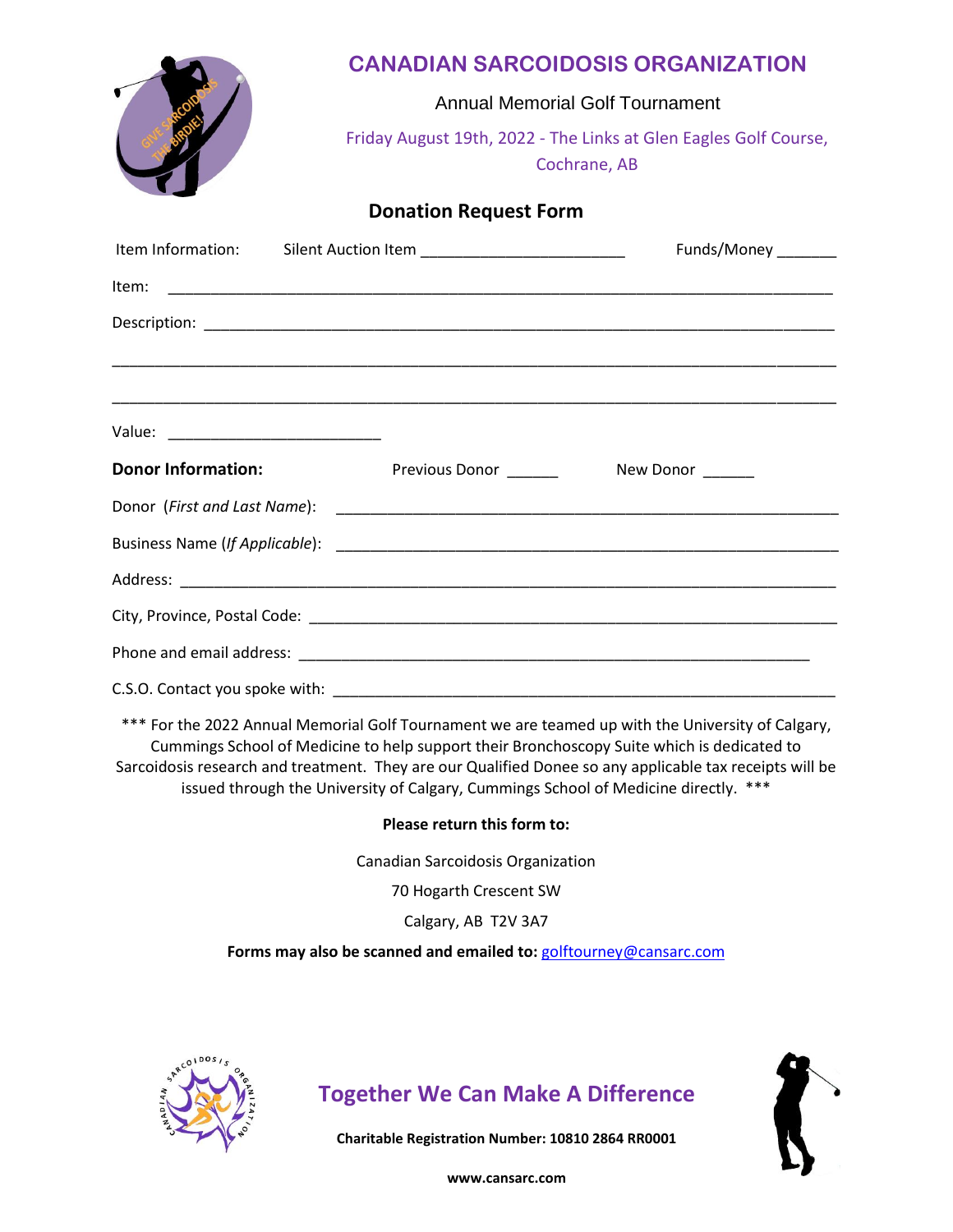# CANADIAN SARCOIDOSIS ORGANIZATION

Annual Memorial Golf Tournament

Friday August 19th, 2022 - The Links at Glen Eagles Golf Course, Cochrane, AB

## Donation Request Form

Item Information: Silent Auction Item _______________________ Funds/Money _______

Item: ________________________________________________________________________

Description: ___________________________________________________________________

______________________________________________________________________________

______________________________________________________________________________

Value: _______________________

**Donor Information:** Previous Donor ______ New Donor ______

Donor (*First and Last Name*): ____________________________________________________

Business Name (*If Applicable*): __________________________________________________

Address: ______________________________________________________________________

City, Province, Postal Code: _______________________________________________________

Phone and email address: _______________________________________________________

C.S.O. Contact you spoke with: ___________________________________________________

*** For the 2022 Annual Memorial Golf Tournament we are teamed up with the University of Calgary, Cummings School of Medicine to help support their Bronchoscopy Suite which is dedicated to Sarcoidosis research and treatment. They are our Qualified Donee so any applicable tax receipts will be issued through the University of Calgary, Cummings School of Medicine directly. ***

**Please return this form to:**

Canadian Sarcoidosis Organization

70 Hogarth Crescent SW

Calgary, AB T2V 3A7

**Forms may also be scanned and emailed to:** golftourney@cansarc.com

**Together We Can Make A Difference**

**Charitable Registration Number: 10810 2864 RR0001**

**www.cansarc.com**